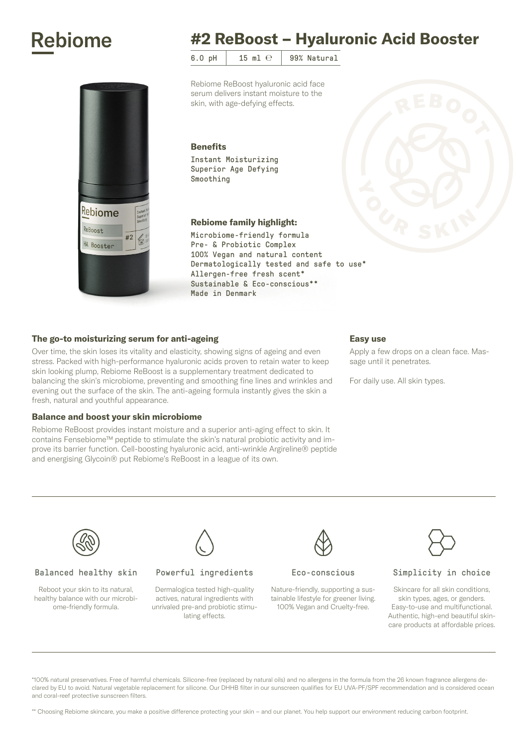# Rebiome

# #2 ReBoost – Hyaluronic Acid Booster

| 6.0 pH | 15 ml ℮ | 99% Natural |
|---|---|---|

Rebiome ReBoost hyaluronic acid face serum delivers instant moisture to the skin, with age-defying effects.

### Benefits

Instant Moisturizing
Superior Age Defying
Smoothing

### Rebiome family highlight:

Microbiome-friendly formula
Pre- & Probiotic Complex
100% Vegan and natural content
Dermatologically tested and safe to use*
Allergen-free fresh scent*
Sustainable & Eco-conscious**
Made in Denmark

### The go-to moisturizing serum for anti-ageing

Over time, the skin loses its vitality and elasticity, showing signs of ageing and even stress. Packed with high-performance hyaluronic acids proven to retain water to keep skin looking plump, Rebiome ReBoost is a supplementary treatment dedicated to balancing the skin's microbiome, preventing and smoothing fine lines and wrinkles and evening out the surface of the skin. The anti-ageing formula instantly gives the skin a fresh, natural and youthful appearance.

### Balance and boost your skin microbiome

Rebiome ReBoost provides instant moisture and a superior anti-aging effect to skin. It contains Fensebiome™ peptide to stimulate the skin's natural probiotic activity and improve its barrier function. Cell-boosting hyaluronic acid, anti-wrinkle Argireline® peptide and energising Glycoin® put Rebiome's ReBoost in a league of its own.

### Easy use

Apply a few drops on a clean face. Massage until it penetrates.

For daily use. All skin types.

#### Balanced healthy skin

Reboot your skin to its natural, healthy balance with our microbiome-friendly formula.

#### Powerful ingredients

Dermalogica tested high-quality actives, natural ingredients with unrivaled pre-and probiotic stimulating effects.

#### Eco-conscious

Nature-friendly, supporting a sustainable lifestyle for greener living. 100% Vegan and Cruelty-free.

#### Simplicity in choice

Skincare for all skin conditions, skin types, ages, or genders. Easy-to-use and multifunctional. Authentic, high-end beautiful skincare products at affordable prices.

*100% natural preservatives. Free of harmful chemicals. Silicone-free (replaced by natural oils) and no allergens in the formula from the 26 known fragrance allergens declared by EU to avoid. Natural vegetable replacement for silicone. Our DHHB filter in our sunscreen qualifies for EU UVA-PF/SPF recommendation and is considered ocean and coral-reef protective sunscreen filters.

** Choosing Rebiome skincare, you make a positive difference protecting your skin – and our planet. You help support our environment reducing carbon footprint.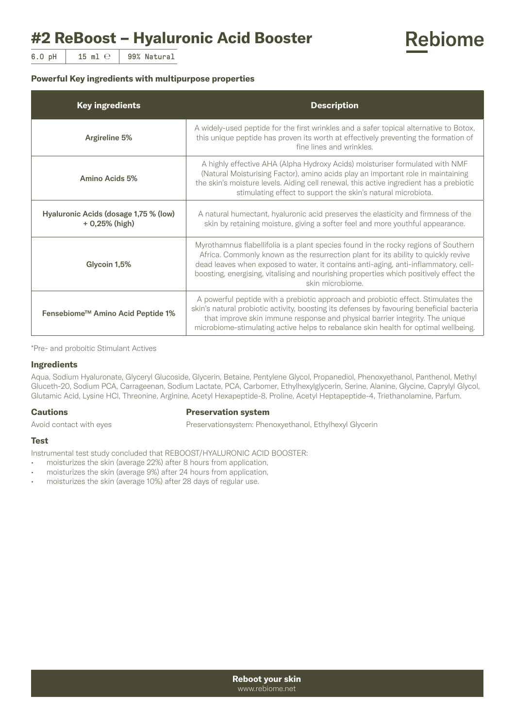# #2 ReBoost – Hyaluronic Acid Booster

**Rebiome**

| 6.0 pH | 15 ml ℮ | 99% Natural |
|---|---|---|

**Powerful Key ingredients with multipurpose properties**

| Key ingredients | Description |
|---|---|
| Argireline 5% | A widely-used peptide for the first wrinkles and a safer topical alternative to Botox, this unique peptide has proven its worth at effectively preventing the formation of fine lines and wrinkles. |
| Amino Acids 5% | A highly effective AHA (Alpha Hydroxy Acids) moisturiser formulated with NMF (Natural Moisturising Factor), amino acids play an important role in maintaining the skin's moisture levels. Aiding cell renewal, this active ingredient has a prebiotic stimulating effect to support the skin's natural microbiota. |
| Hyaluronic Acids (dosage 1,75 % (low) + 0,25% (high) | A natural humectant, hyaluronic acid preserves the elasticity and firmness of the skin by retaining moisture, giving a softer feel and more youthful appearance. |
| Glycoin 1,5% | Myrothamnus flabellifolia is a plant species found in the rocky regions of Southern Africa. Commonly known as the resurrection plant for its ability to quickly revive dead leaves when exposed to water, it contains anti-aging, anti-inflammatory, cell-boosting, energising, vitalising and nourishing properties which positively effect the skin microbiome. |
| Fensebiome™ Amino Acid Peptide 1% | A powerful peptide with a prebiotic approach and probiotic effect. Stimulates the skin's natural probiotic activity, boosting its defenses by favouring beneficial bacteria that improve skin immune response and physical barrier integrity. The unique microbiome-stimulating active helps to rebalance skin health for optimal wellbeing. |

*Pre- and proboitic Stimulant Actives

### Ingredients

Aqua, Sodium Hyaluronate, Glyceryl Glucoside, Glycerin, Betaine, Pentylene Glycol, Propanediol, Phenoxyethanol, Panthenol, Methyl Gluceth-20, Sodium PCA, Carrageenan, Sodium Lactate, PCA, Carbomer, Ethylhexylglycerin, Serine, Alanine, Glycine, Caprylyl Glycol, Glutamic Acid, Lysine HCl, Threonine, Arginine, Acetyl Hexapeptide-8, Proline, Acetyl Heptapeptide-4, Triethanolamine, Parfum.

### Cautions

Avoid contact with eyes

### Preservation system

Preservationsystem: Phenoxyethanol, Ethylhexyl Glycerin

### Test

Instrumental test study concluded that REBOOST/HYALURONIC ACID BOOSTER:

- moisturizes the skin (average 22%) after 8 hours from application,
- moisturizes the skin (average 9%) after 24 hours from application,
- moisturizes the skin (average 10%) after 28 days of regular use.

**Reboot your skin**
www.rebiome.net